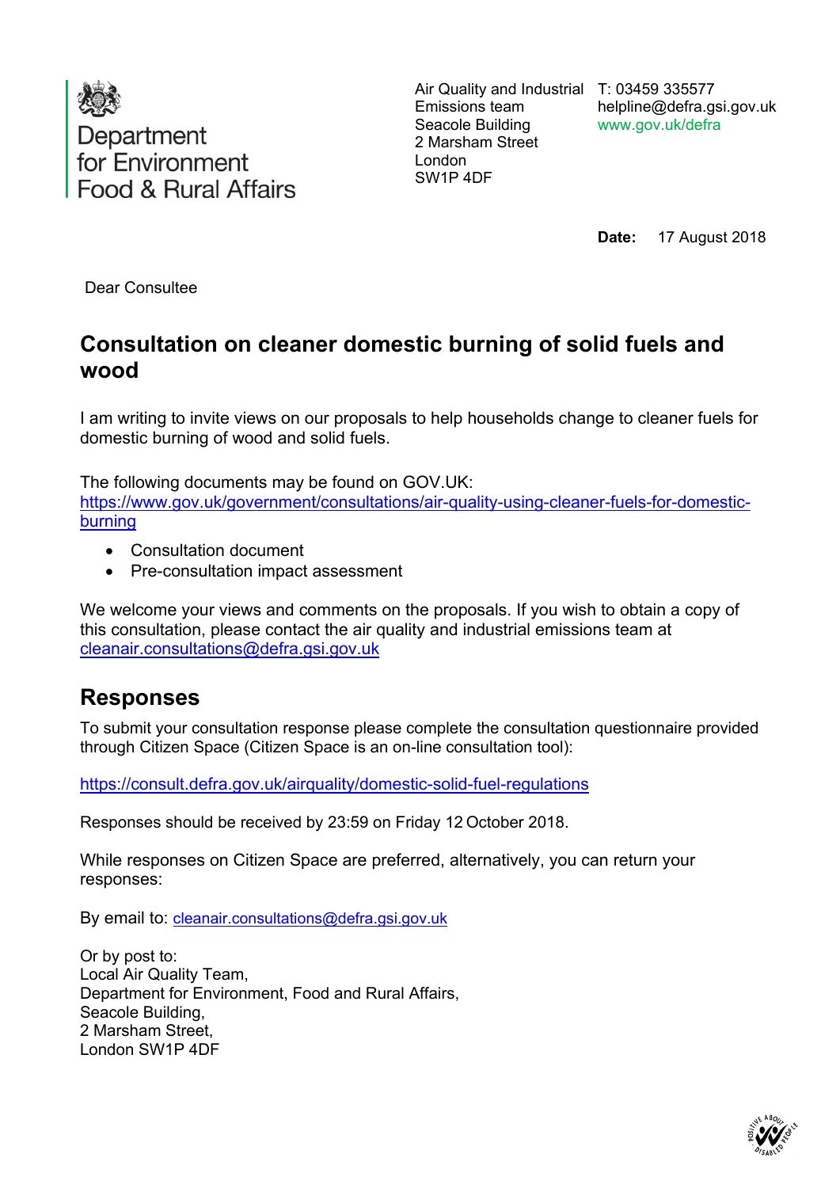Department for Environment Food & Rural Affairs

Air Quality and Industrial Emissions team
Seacole Building
2 Marsham Street
London
SW1P 4DF

T: 03459 335577
helpline@defra.gsi.gov.uk
www.gov.uk/defra

**Date:** 17 August 2018

Dear Consultee

## Consultation on cleaner domestic burning of solid fuels and wood

I am writing to invite views on our proposals to help households change to cleaner fuels for domestic burning of wood and solid fuels.

The following documents may be found on GOV.UK:
https://www.gov.uk/government/consultations/air-quality-using-cleaner-fuels-for-domestic-burning

- Consultation document
- Pre-consultation impact assessment

We welcome your views and comments on the proposals. If you wish to obtain a copy of this consultation, please contact the air quality and industrial emissions team at cleanair.consultations@defra.gsi.gov.uk

## Responses

To submit your consultation response please complete the consultation questionnaire provided through Citizen Space (Citizen Space is an on-line consultation tool):

https://consult.defra.gov.uk/airquality/domestic-solid-fuel-regulations

Responses should be received by 23:59 on Friday 12 October 2018.

While responses on Citizen Space are preferred, alternatively, you can return your responses:

By email to: cleanair.consultations@defra.gsi.gov.uk

Or by post to:
Local Air Quality Team,
Department for Environment, Food and Rural Affairs,
Seacole Building,
2 Marsham Street,
London SW1P 4DF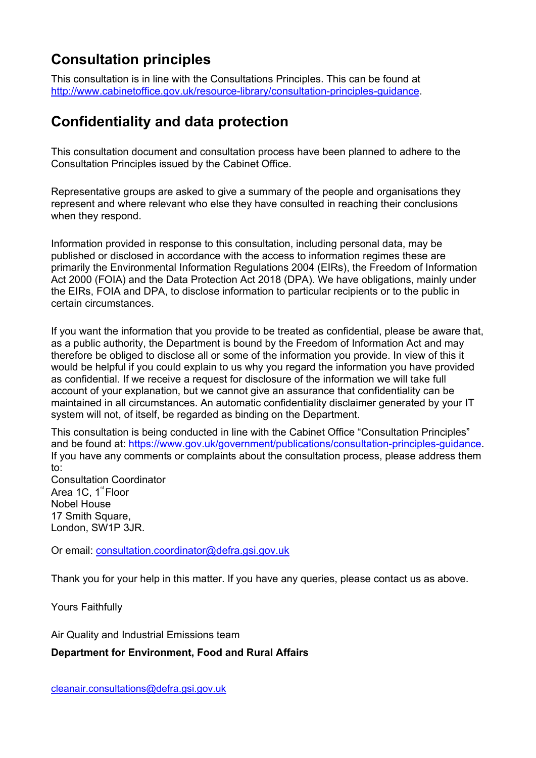## Consultation principles

This consultation is in line with the Consultations Principles. This can be found at http://www.cabinetoffice.gov.uk/resource-library/consultation-principles-guidance.

## Confidentiality and data protection

This consultation document and consultation process have been planned to adhere to the Consultation Principles issued by the Cabinet Office.

Representative groups are asked to give a summary of the people and organisations they represent and where relevant who else they have consulted in reaching their conclusions when they respond.

Information provided in response to this consultation, including personal data, may be published or disclosed in accordance with the access to information regimes these are primarily the Environmental Information Regulations 2004 (EIRs), the Freedom of Information Act 2000 (FOIA) and the Data Protection Act 2018 (DPA). We have obligations, mainly under the EIRs, FOIA and DPA, to disclose information to particular recipients or to the public in certain circumstances.

If you want the information that you provide to be treated as confidential, please be aware that, as a public authority, the Department is bound by the Freedom of Information Act and may therefore be obliged to disclose all or some of the information you provide. In view of this it would be helpful if you could explain to us why you regard the information you have provided as confidential. If we receive a request for disclosure of the information we will take full account of your explanation, but we cannot give an assurance that confidentiality can be maintained in all circumstances. An automatic confidentiality disclaimer generated by your IT system will not, of itself, be regarded as binding on the Department.

This consultation is being conducted in line with the Cabinet Office "Consultation Principles" and be found at: https://www.gov.uk/government/publications/consultation-principles-guidance. If you have any comments or complaints about the consultation process, please address them to:
Consultation Coordinator
Area 1C, 1st Floor
Nobel House
17 Smith Square,
London, SW1P 3JR.

Or email: consultation.coordinator@defra.gsi.gov.uk

Thank you for your help in this matter. If you have any queries, please contact us as above.

Yours Faithfully

Air Quality and Industrial Emissions team

**Department for Environment, Food and Rural Affairs**

cleanair.consultations@defra.gsi.gov.uk